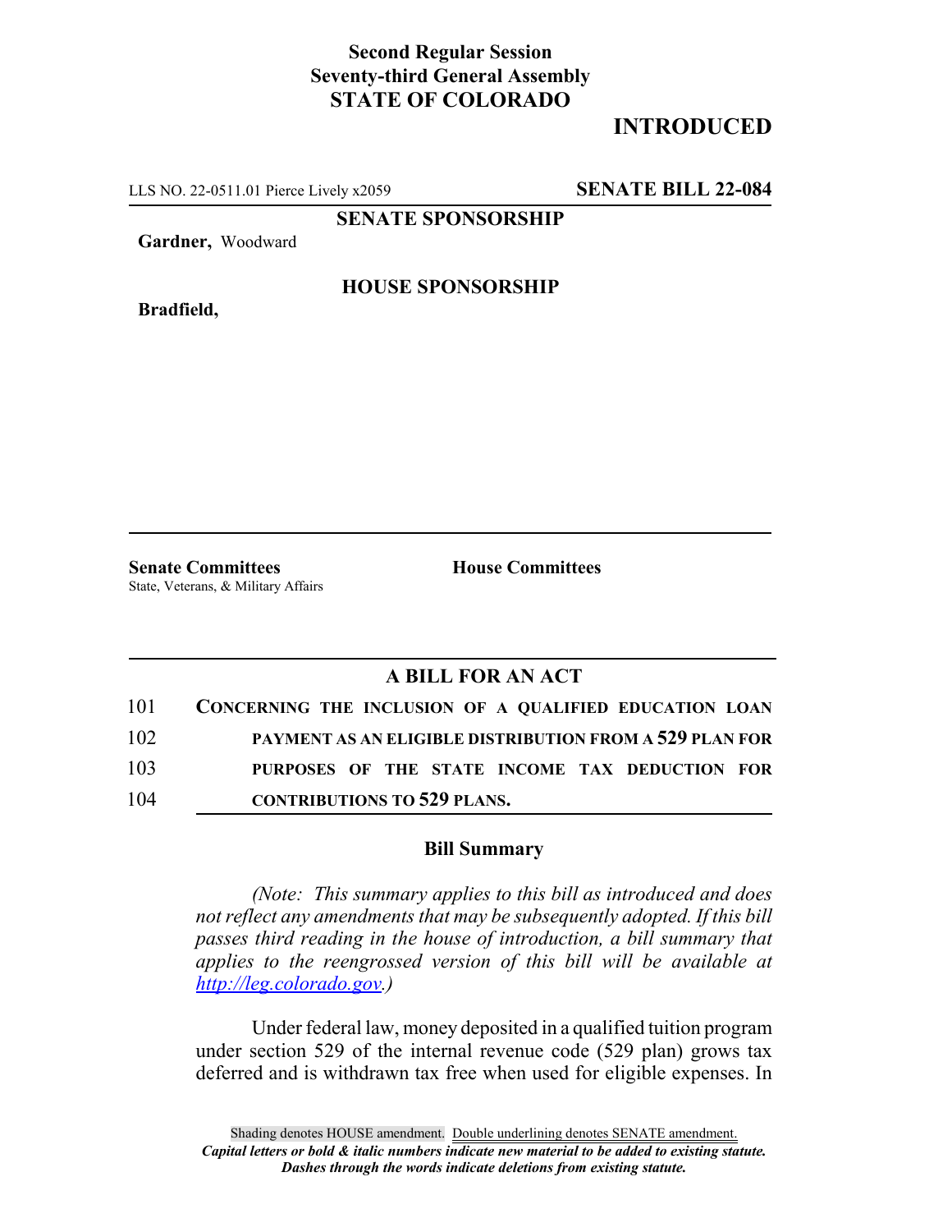**Second Regular Session**
**Seventy-third General Assembly**
**STATE OF COLORADO**

# INTRODUCED

LLS NO. 22-0511.01 Pierce Lively x2059 **SENATE BILL 22-084**

**SENATE SPONSORSHIP**

**Gardner,** Woodward

**HOUSE SPONSORSHIP**

**Bradfield,**

**Senate Committees**
State, Veterans, & Military Affairs

**House Committees**

## A BILL FOR AN ACT

101 **CONCERNING THE INCLUSION OF A QUALIFIED EDUCATION LOAN**
102 **PAYMENT AS AN ELIGIBLE DISTRIBUTION FROM A 529 PLAN FOR**
103 **PURPOSES OF THE STATE INCOME TAX DEDUCTION FOR**
104 **CONTRIBUTIONS TO 529 PLANS.**

### Bill Summary

*(Note: This summary applies to this bill as introduced and does not reflect any amendments that may be subsequently adopted. If this bill passes third reading in the house of introduction, a bill summary that applies to the reengrossed version of this bill will be available at http://leg.colorado.gov.)*

Under federal law, money deposited in a qualified tuition program under section 529 of the internal revenue code (529 plan) grows tax deferred and is withdrawn tax free when used for eligible expenses. In

Shading denotes HOUSE amendment. Double underlining denotes SENATE amendment.
*Capital letters or bold & italic numbers indicate new material to be added to existing statute.*
*Dashes through the words indicate deletions from existing statute.*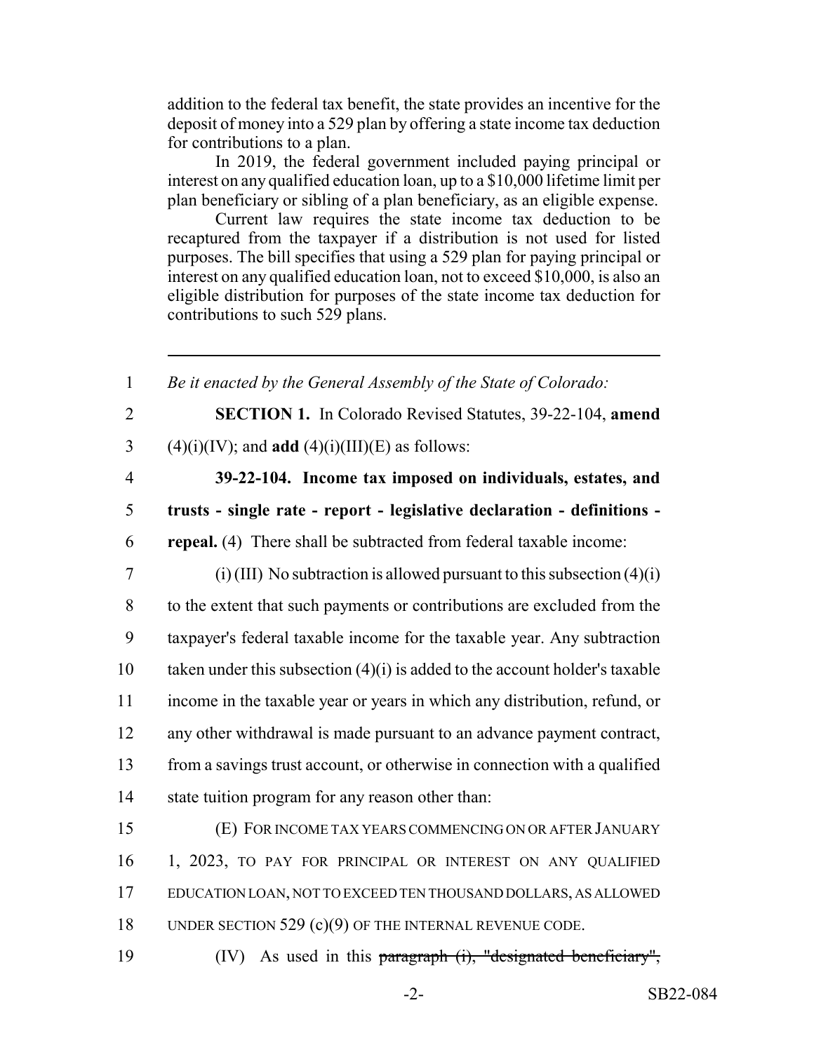addition to the federal tax benefit, the state provides an incentive for the deposit of money into a 529 plan by offering a state income tax deduction for contributions to a plan.

In 2019, the federal government included paying principal or interest on any qualified education loan, up to a $10,000 lifetime limit per plan beneficiary or sibling of a plan beneficiary, as an eligible expense.

Current law requires the state income tax deduction to be recaptured from the taxpayer if a distribution is not used for listed purposes. The bill specifies that using a 529 plan for paying principal or interest on any qualified education loan, not to exceed $10,000, is also an eligible distribution for purposes of the state income tax deduction for contributions to such 529 plans.

---

1 *Be it enacted by the General Assembly of the State of Colorado:*

2 **SECTION 1.** In Colorado Revised Statutes, 39-22-104, **amend**
3 (4)(i)(IV); and **add** (4)(i)(III)(E) as follows:

4 **39-22-104. Income tax imposed on individuals, estates, and**
5 **trusts - single rate - report - legislative declaration - definitions -**
6 **repeal.** (4) There shall be subtracted from federal taxable income:

7 (i) (III) No subtraction is allowed pursuant to this subsection (4)(i)
8 to the extent that such payments or contributions are excluded from the
9 taxpayer's federal taxable income for the taxable year. Any subtraction
10 taken under this subsection (4)(i) is added to the account holder's taxable
11 income in the taxable year or years in which any distribution, refund, or
12 any other withdrawal is made pursuant to an advance payment contract,
13 from a savings trust account, or otherwise in connection with a qualified
14 state tuition program for any reason other than:

15 (E) FOR INCOME TAX YEARS COMMENCING ON OR AFTER JANUARY
16 1, 2023, TO PAY FOR PRINCIPAL OR INTEREST ON ANY QUALIFIED
17 EDUCATION LOAN, NOT TO EXCEED TEN THOUSAND DOLLARS, AS ALLOWED
18 UNDER SECTION 529 (c)(9) OF THE INTERNAL REVENUE CODE.

19 (IV) As used in this ~~paragraph (i), "designated beneficiary",~~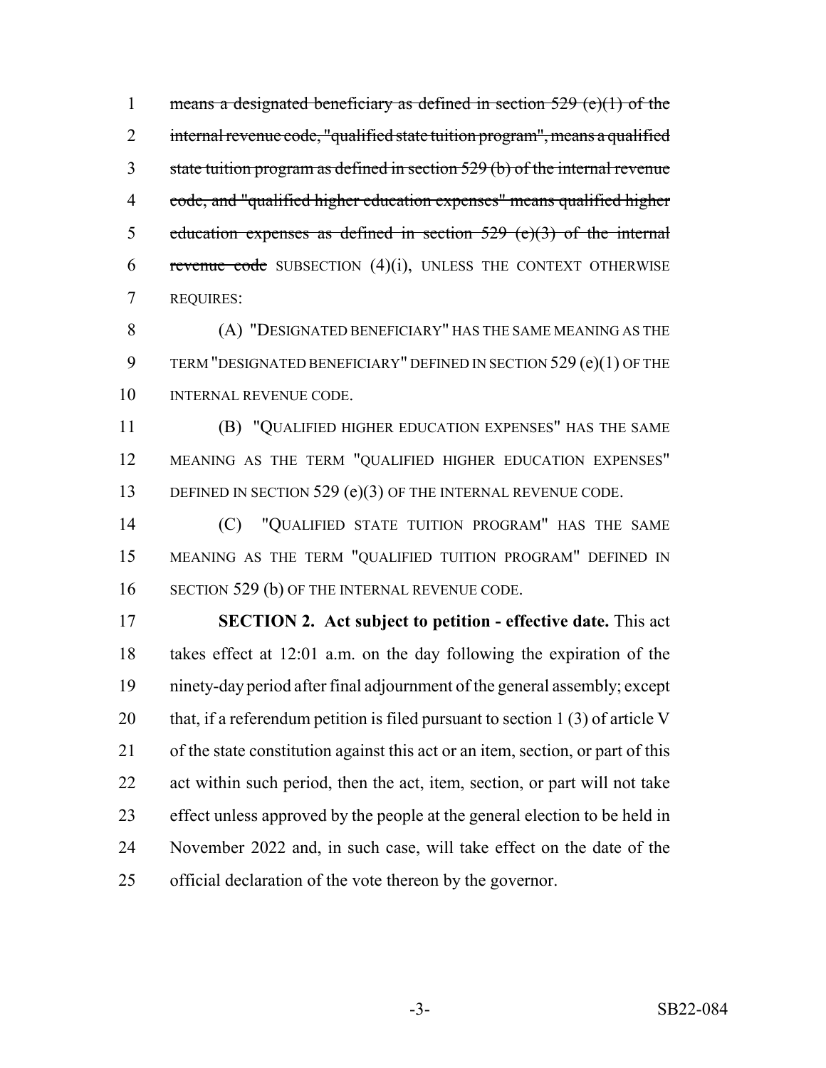~~means a designated beneficiary as defined in section 529 (e)(1) of the internal revenue code, "qualified state tuition program", means a qualified state tuition program as defined in section 529 (b) of the internal revenue code, and "qualified higher education expenses" means qualified higher education expenses as defined in section 529 (e)(3) of the internal revenue code~~ SUBSECTION (4)(i), UNLESS THE CONTEXT OTHERWISE REQUIRES:

(A) "DESIGNATED BENEFICIARY" HAS THE SAME MEANING AS THE TERM "DESIGNATED BENEFICIARY" DEFINED IN SECTION 529 (e)(1) OF THE INTERNAL REVENUE CODE.

(B) "QUALIFIED HIGHER EDUCATION EXPENSES" HAS THE SAME MEANING AS THE TERM "QUALIFIED HIGHER EDUCATION EXPENSES" DEFINED IN SECTION 529 (e)(3) OF THE INTERNAL REVENUE CODE.

(C) "QUALIFIED STATE TUITION PROGRAM" HAS THE SAME MEANING AS THE TERM "QUALIFIED TUITION PROGRAM" DEFINED IN SECTION 529 (b) OF THE INTERNAL REVENUE CODE.

**SECTION 2. Act subject to petition - effective date.** This act takes effect at 12:01 a.m. on the day following the expiration of the ninety-day period after final adjournment of the general assembly; except that, if a referendum petition is filed pursuant to section 1 (3) of article V of the state constitution against this act or an item, section, or part of this act within such period, then the act, item, section, or part will not take effect unless approved by the people at the general election to be held in November 2022 and, in such case, will take effect on the date of the official declaration of the vote thereon by the governor.